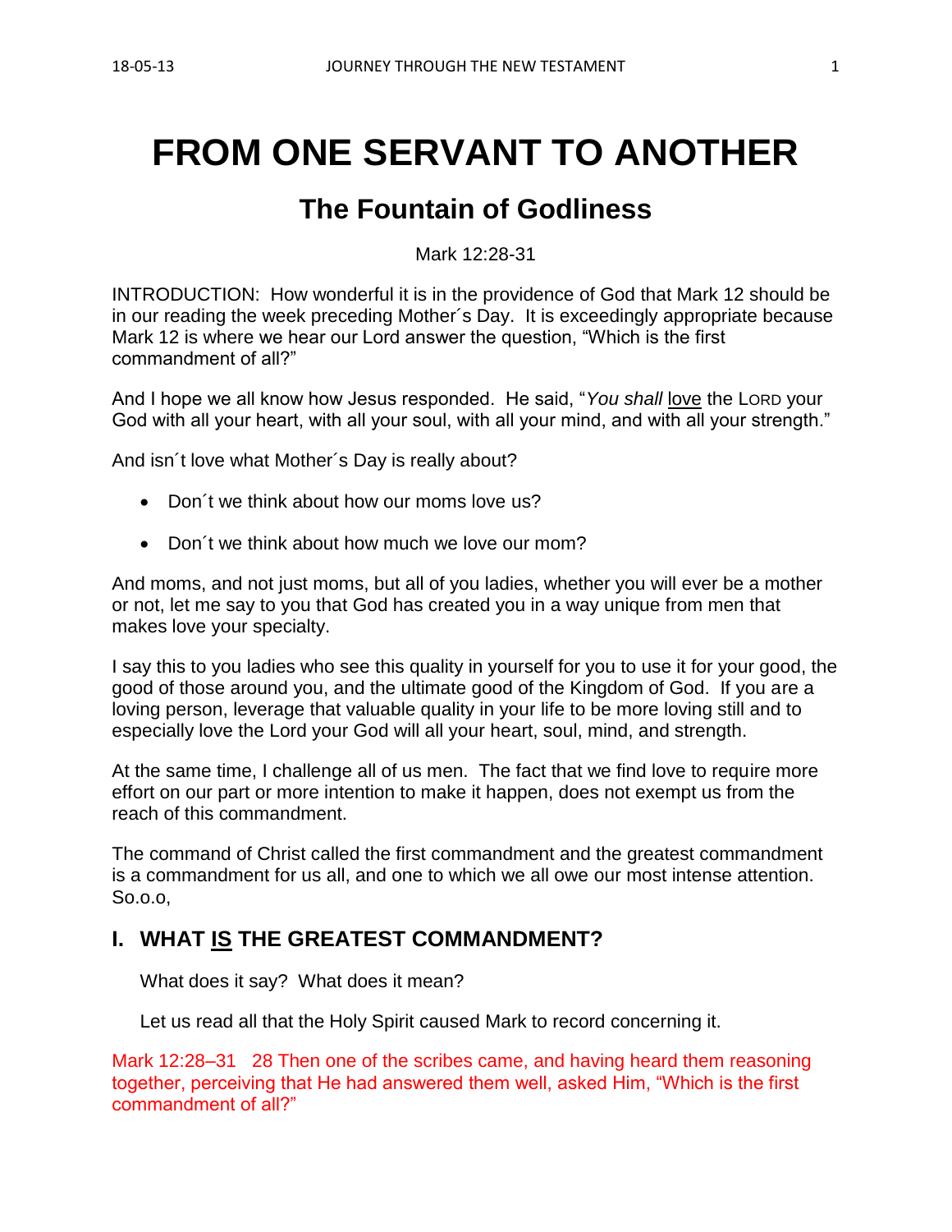# FROM ONE SERVANT TO ANOTHER

## The Fountain of Godliness

Mark 12:28-31

INTRODUCTION: How wonderful it is in the providence of God that Mark 12 should be in our reading the week preceding Mother´s Day. It is exceedingly appropriate because Mark 12 is where we hear our Lord answer the question, "Which is the first commandment of all?"

And I hope we all know how Jesus responded. He said, "*You shall* <u>love</u> the LORD your God with all your heart, with all your soul, with all your mind, and with all your strength."

And isn´t love what Mother´s Day is really about?

- Don´t we think about how our moms love us?
- Don´t we think about how much we love our mom?

And moms, and not just moms, but all of you ladies, whether you will ever be a mother or not, let me say to you that God has created you in a way unique from men that makes love your specialty.

I say this to you ladies who see this quality in yourself for you to use it for your good, the good of those around you, and the ultimate good of the Kingdom of God. If you are a loving person, leverage that valuable quality in your life to be more loving still and to especially love the Lord your God will all your heart, soul, mind, and strength.

At the same time, I challenge all of us men. The fact that we find love to require more effort on our part or more intention to make it happen, does not exempt us from the reach of this commandment.

The command of Christ called the first commandment and the greatest commandment is a commandment for us all, and one to which we all owe our most intense attention. So.o.o,

### I. WHAT <u>IS</u> THE GREATEST COMMANDMENT?

What does it say? What does it mean?

Let us read all that the Holy Spirit caused Mark to record concerning it.

Mark 12:28–31 28 Then one of the scribes came, and having heard them reasoning together, perceiving that He had answered them well, asked Him, "Which is the first commandment of all?"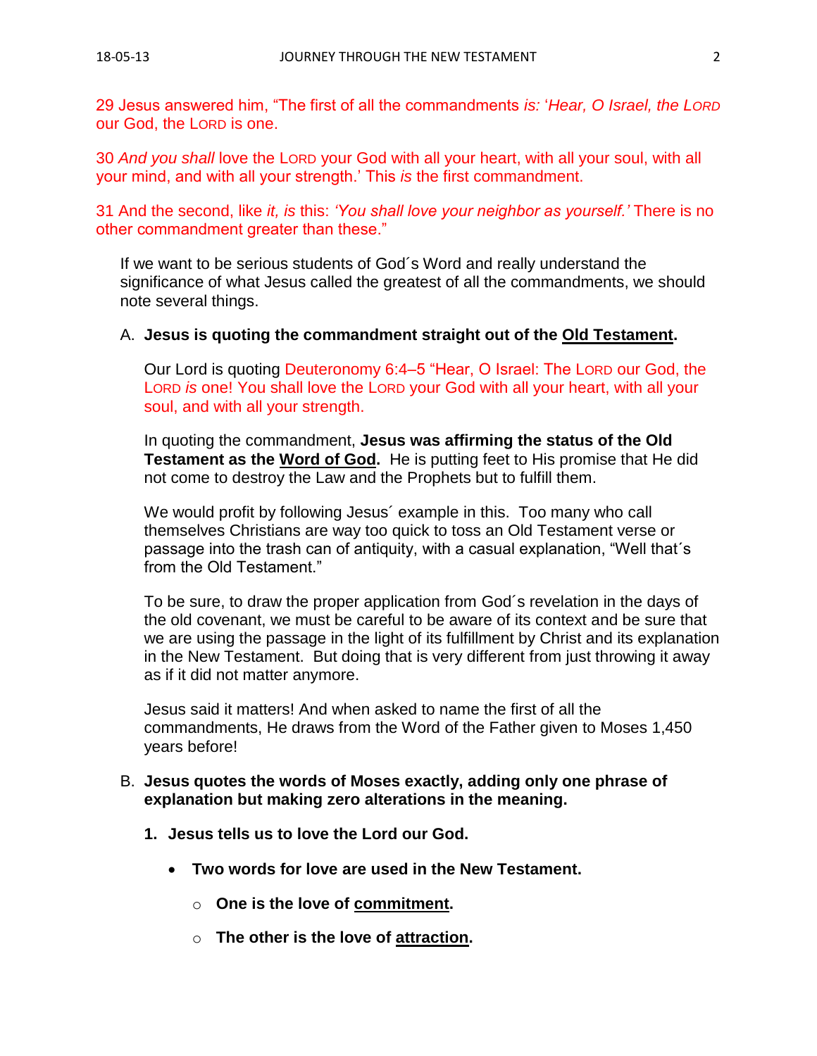29 Jesus answered him, "The first of all the commandments *is:* '*Hear, O Israel, the* LORD our God, the LORD is one.

30 *And you shall* love the LORD your God with all your heart, with all your soul, with all your mind, and with all your strength.' This *is* the first commandment.

31 And the second, like *it, is* this: *'You shall love your neighbor as yourself.'* There is no other commandment greater than these."

If we want to be serious students of God´s Word and really understand the significance of what Jesus called the greatest of all the commandments, we should note several things.

A. **Jesus is quoting the commandment straight out of the <u>Old Testament</u>.**

   Our Lord is quoting Deuteronomy 6:4–5 "Hear, O Israel: The LORD our God, the LORD *is* one! You shall love the LORD your God with all your heart, with all your soul, and with all your strength.

   In quoting the commandment, **Jesus was affirming the status of the Old Testament as the <u>Word of God</u>.** He is putting feet to His promise that He did not come to destroy the Law and the Prophets but to fulfill them.

   We would profit by following Jesus´ example in this. Too many who call themselves Christians are way too quick to toss an Old Testament verse or passage into the trash can of antiquity, with a casual explanation, "Well that´s from the Old Testament."

   To be sure, to draw the proper application from God´s revelation in the days of the old covenant, we must be careful to be aware of its context and be sure that we are using the passage in the light of its fulfillment by Christ and its explanation in the New Testament. But doing that is very different from just throwing it away as if it did not matter anymore.

   Jesus said it matters! And when asked to name the first of all the commandments, He draws from the Word of the Father given to Moses 1,450 years before!

B. **Jesus quotes the words of Moses exactly, adding only one phrase of explanation but making zero alterations in the meaning.**

   1. **Jesus tells us to love the Lord our God.**

      - **Two words for love are used in the New Testament.**
        - **One is the love of <u>commitment</u>.**
        - **The other is the love of <u>attraction</u>.**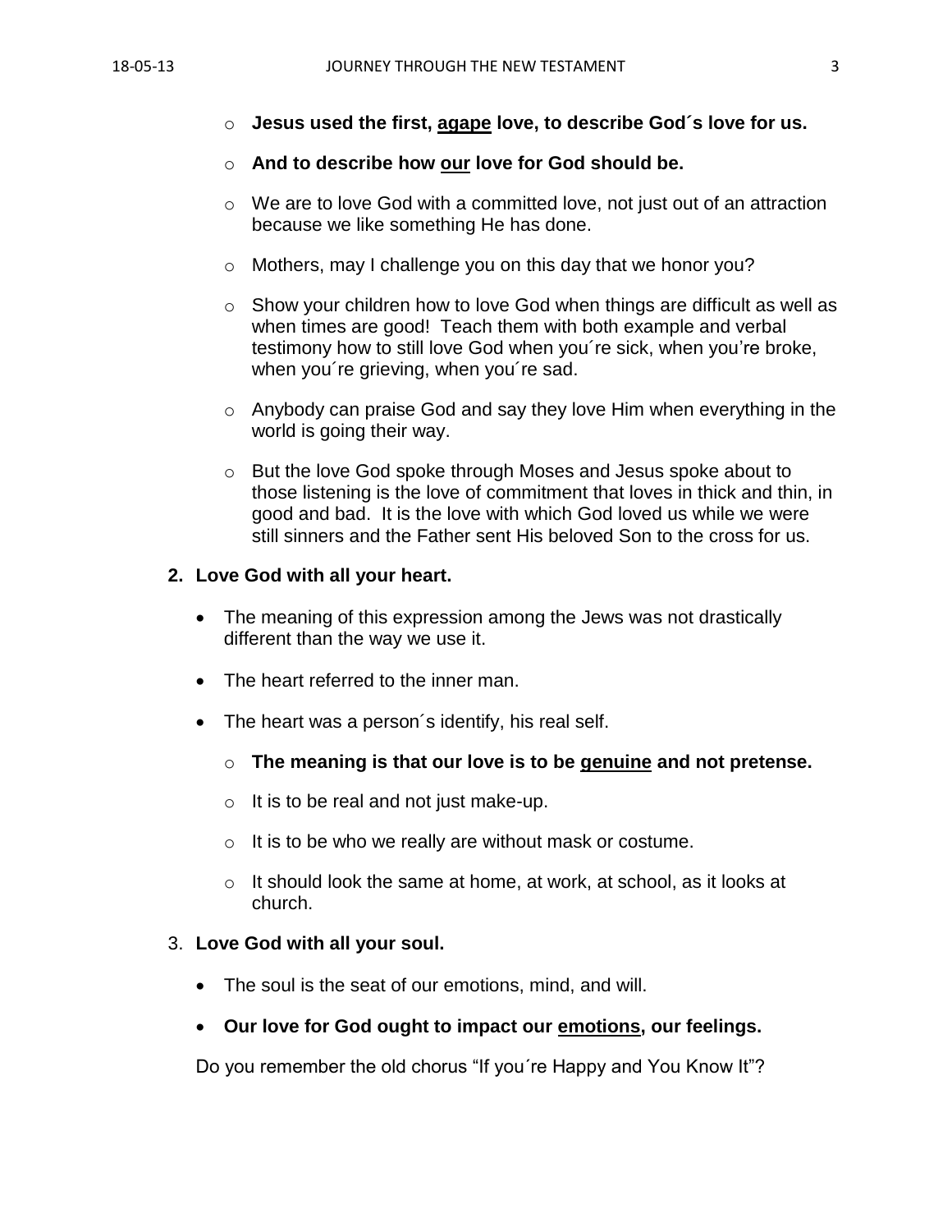- **Jesus used the first, <u>agape</u> love, to describe God´s love for us.**
- **And to describe how <u>our</u> love for God should be.**
- We are to love God with a committed love, not just out of an attraction because we like something He has done.
- Mothers, may I challenge you on this day that we honor you?
- Show your children how to love God when things are difficult as well as when times are good! Teach them with both example and verbal testimony how to still love God when you´re sick, when you're broke, when you´re grieving, when you´re sad.
- Anybody can praise God and say they love Him when everything in the world is going their way.
- But the love God spoke through Moses and Jesus spoke about to those listening is the love of commitment that loves in thick and thin, in good and bad. It is the love with which God loved us while we were still sinners and the Father sent His beloved Son to the cross for us.

**2. Love God with all your heart.**

- The meaning of this expression among the Jews was not drastically different than the way we use it.
- The heart referred to the inner man.
- The heart was a person´s identify, his real self.
  - **The meaning is that our love is to be <u>genuine</u> and not pretense.**
  - It is to be real and not just make-up.
  - It is to be who we really are without mask or costume.
  - It should look the same at home, at work, at school, as it looks at church.

3. **Love God with all your soul.**

- The soul is the seat of our emotions, mind, and will.
- **Our love for God ought to impact our <u>emotions</u>, our feelings.**

Do you remember the old chorus "If you´re Happy and You Know It"?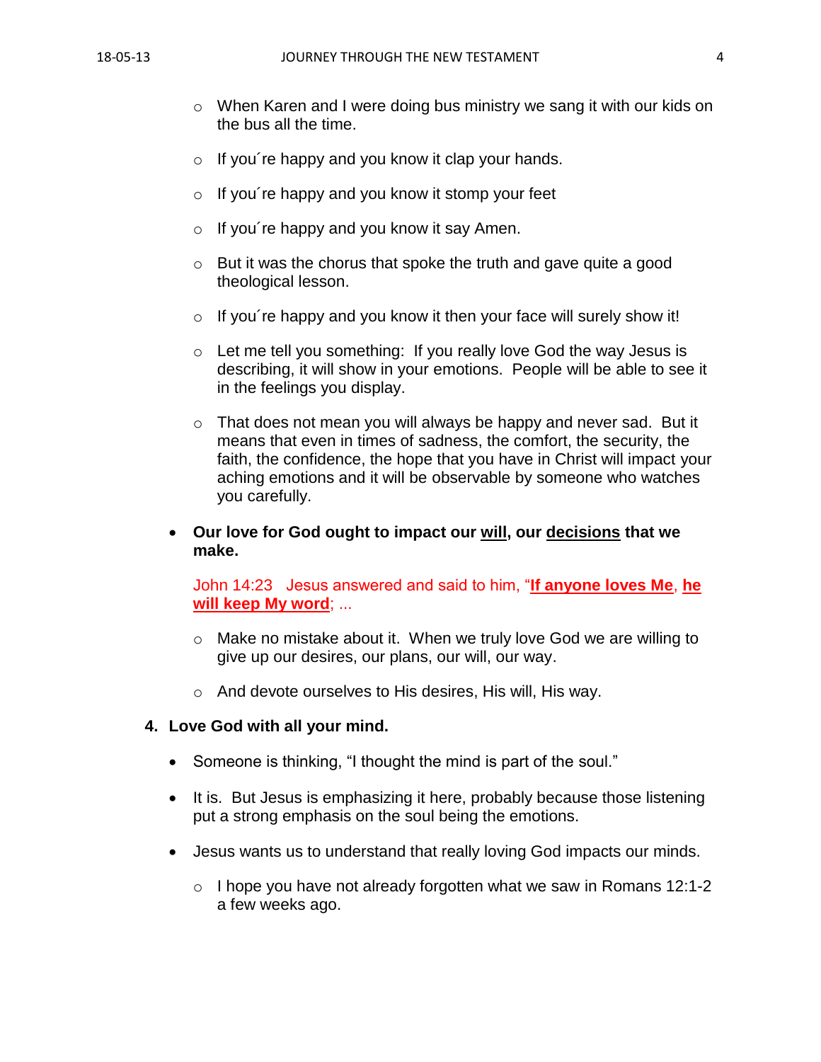- When Karen and I were doing bus ministry we sang it with our kids on the bus all the time.

- If you´re happy and you know it clap your hands.

- If you´re happy and you know it stomp your feet

- If you´re happy and you know it say Amen.

- But it was the chorus that spoke the truth and gave quite a good theological lesson.

- If you´re happy and you know it then your face will surely show it!

- Let me tell you something: If you really love God the way Jesus is describing, it will show in your emotions. People will be able to see it in the feelings you display.

- That does not mean you will always be happy and never sad. But it means that even in times of sadness, the comfort, the security, the faith, the confidence, the hope that you have in Christ will impact your aching emotions and it will be observable by someone who watches you carefully.

- **Our love for God ought to impact our <u>will</u>, our <u>decisions</u> that we make.**

  John 14:23 Jesus answered and said to him, "**<u>If anyone loves Me</u>**, **<u>he will keep My word</u>**; ...

  - Make no mistake about it. When we truly love God we are willing to give up our desires, our plans, our will, our way.

  - And devote ourselves to His desires, His will, His way.

**4. Love God with all your mind.**

- Someone is thinking, "I thought the mind is part of the soul."

- It is. But Jesus is emphasizing it here, probably because those listening put a strong emphasis on the soul being the emotions.

- Jesus wants us to understand that really loving God impacts our minds.

  - I hope you have not already forgotten what we saw in Romans 12:1-2 a few weeks ago.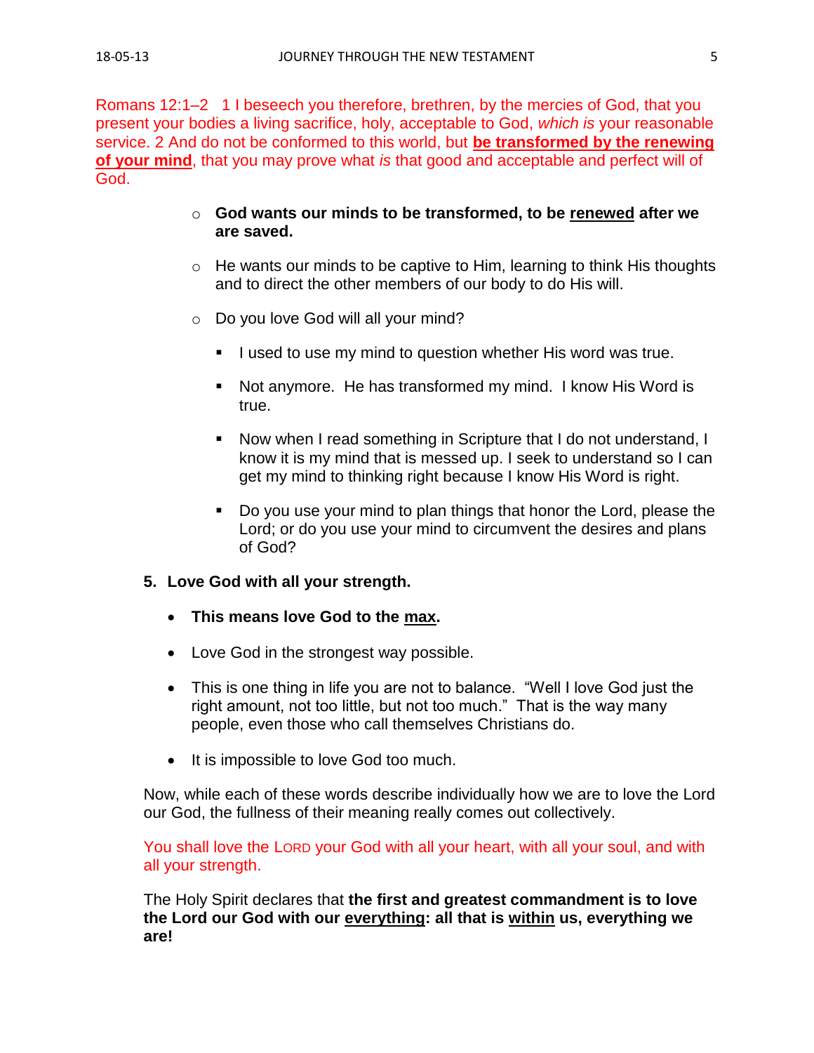Romans 12:1–2   1 I beseech you therefore, brethren, by the mercies of God, that you present your bodies a living sacrifice, holy, acceptable to God, *which is* your reasonable service. 2 And do not be conformed to this world, but **<u>be transformed by the renewing of your mind</u>**, that you may prove what *is* that good and acceptable and perfect will of God.

- **God wants our minds to be transformed, to be <u>renewed</u> after we are saved.**
- He wants our minds to be captive to Him, learning to think His thoughts and to direct the other members of our body to do His will.
- Do you love God will all your mind?
  - I used to use my mind to question whether His word was true.
  - Not anymore.  He has transformed my mind.  I know His Word is true.
  - Now when I read something in Scripture that I do not understand, I know it is my mind that is messed up. I seek to understand so I can get my mind to thinking right because I know His Word is right.
  - Do you use your mind to plan things that honor the Lord, please the Lord; or do you use your mind to circumvent the desires and plans of God?

5. **Love God with all your strength.**
   - **This means love God to the <u>max</u>.**
   - Love God in the strongest way possible.
   - This is one thing in life you are not to balance.  "Well I love God just the right amount, not too little, but not too much."  That is the way many people, even those who call themselves Christians do.
   - It is impossible to love God too much.

Now, while each of these words describe individually how we are to love the Lord our God, the fullness of their meaning really comes out collectively.

You shall love the LORD your God with all your heart, with all your soul, and with all your strength.

The Holy Spirit declares that **the first and greatest commandment is to love the Lord our God with our <u>everything</u>: all that is <u>within</u> us, everything we are!**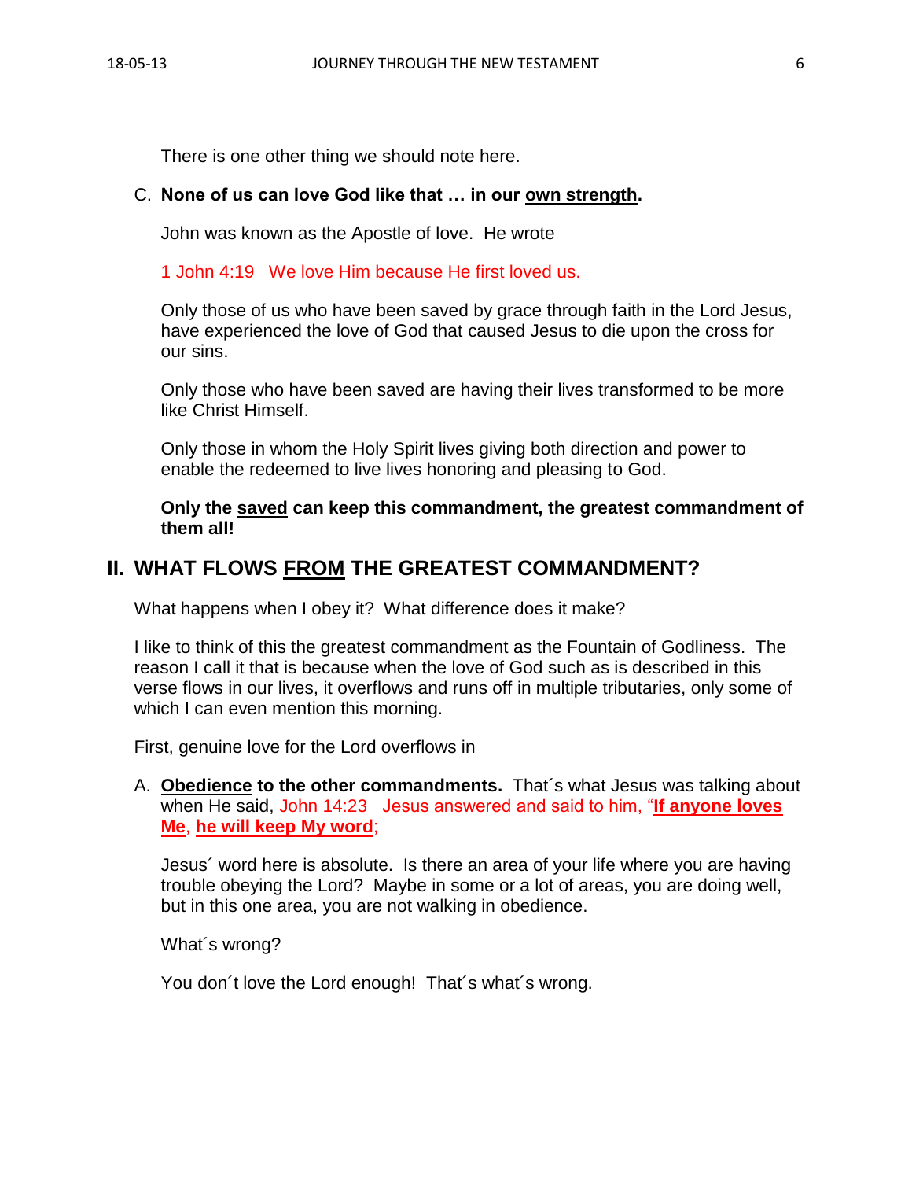There is one other thing we should note here.

C. **None of us can love God like that … in our <u>own strength</u>.**

John was known as the Apostle of love. He wrote

1 John 4:19 We love Him because He first loved us.

Only those of us who have been saved by grace through faith in the Lord Jesus, have experienced the love of God that caused Jesus to die upon the cross for our sins.

Only those who have been saved are having their lives transformed to be more like Christ Himself.

Only those in whom the Holy Spirit lives giving both direction and power to enable the redeemed to live lives honoring and pleasing to God.

**Only the <u>saved</u> can keep this commandment, the greatest commandment of them all!**

## II. WHAT FLOWS <u>FROM</u> THE GREATEST COMMANDMENT?

What happens when I obey it? What difference does it make?

I like to think of this the greatest commandment as the Fountain of Godliness. The reason I call it that is because when the love of God such as is described in this verse flows in our lives, it overflows and runs off in multiple tributaries, only some of which I can even mention this morning.

First, genuine love for the Lord overflows in

A. **<u>Obedience</u> to the other commandments.** That´s what Jesus was talking about when He said, John 14:23 Jesus answered and said to him, "**<u>If anyone loves Me</u>**, **<u>he will keep My word</u>**;

Jesus´ word here is absolute. Is there an area of your life where you are having trouble obeying the Lord? Maybe in some or a lot of areas, you are doing well, but in this one area, you are not walking in obedience.

What´s wrong?

You don´t love the Lord enough! That´s what´s wrong.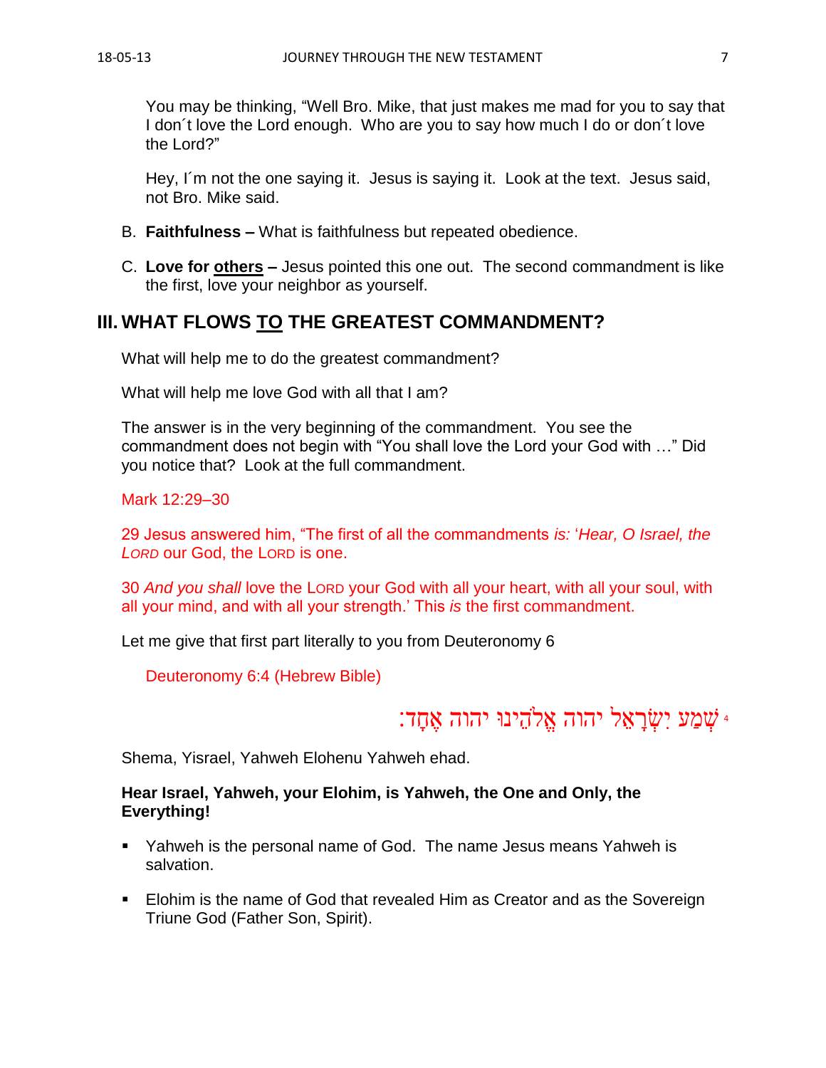You may be thinking, "Well Bro. Mike, that just makes me mad for you to say that I don´t love the Lord enough. Who are you to say how much I do or don´t love the Lord?"

Hey, I´m not the one saying it. Jesus is saying it. Look at the text. Jesus said, not Bro. Mike said.

B. **Faithfulness –** What is faithfulness but repeated obedience.

C. **Love for <u>others</u> –** Jesus pointed this one out. The second commandment is like the first, love your neighbor as yourself.

## III. WHAT FLOWS <u>TO</u> THE GREATEST COMMANDMENT?

What will help me to do the greatest commandment?

What will help me love God with all that I am?

The answer is in the very beginning of the commandment. You see the commandment does not begin with "You shall love the Lord your God with …" Did you notice that? Look at the full commandment.

Mark 12:29–30

29 Jesus answered him, "The first of all the commandments *is:* '*Hear, O Israel, the* *LORD* our God, the LORD is one.

30 *And you shall* love the LORD your God with all your heart, with all your soul, with all your mind, and with all your strength.' This *is* the first commandment.

Let me give that first part literally to you from Deuteronomy 6

Deuteronomy 6:4 (Hebrew Bible)

4 שְׁמַע יִשְׂרָאֵל יהוה אֱלֹהֵינוּ יהוה אֶחָד׃

Shema, Yisrael, Yahweh Elohenu Yahweh ehad.

**Hear Israel, Yahweh, your Elohim, is Yahweh, the One and Only, the Everything!**

- Yahweh is the personal name of God. The name Jesus means Yahweh is salvation.
- Elohim is the name of God that revealed Him as Creator and as the Sovereign Triune God (Father Son, Spirit).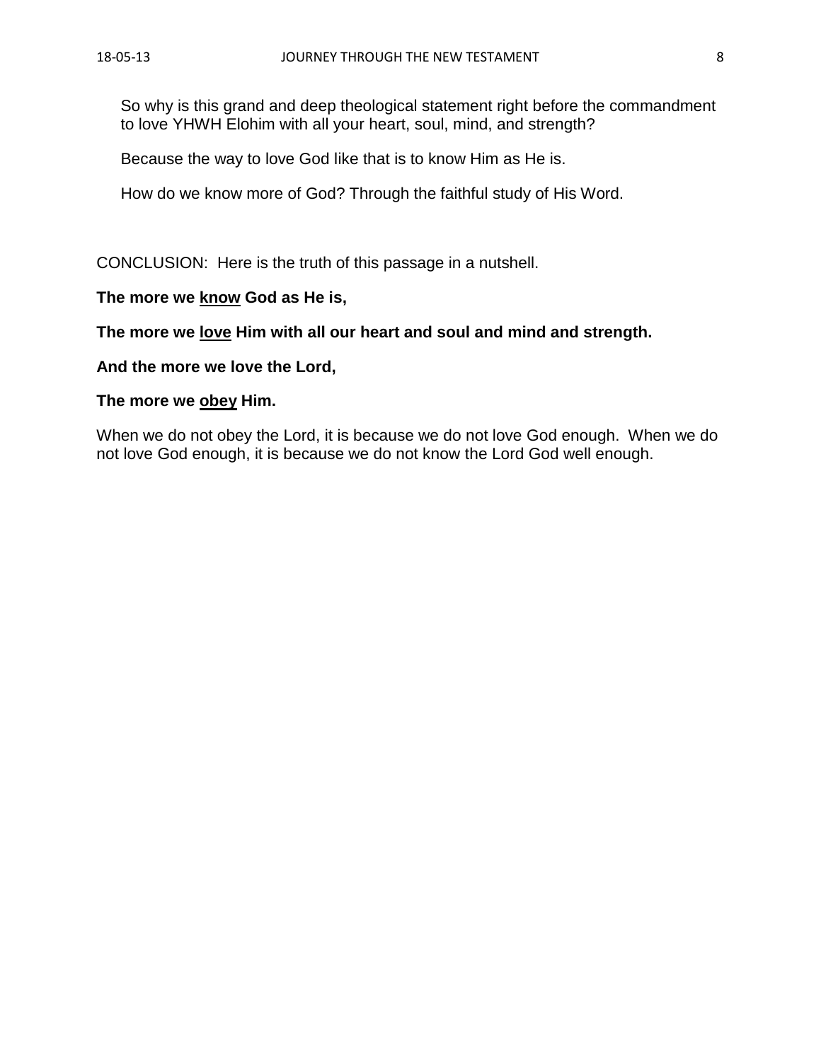So why is this grand and deep theological statement right before the commandment to love YHWH Elohim with all your heart, soul, mind, and strength?

Because the way to love God like that is to know Him as He is.

How do we know more of God? Through the faithful study of His Word.

CONCLUSION: Here is the truth of this passage in a nutshell.

**The more we <u>know</u> God as He is,**

**The more we <u>love</u> Him with all our heart and soul and mind and strength.**

**And the more we love the Lord,**

**The more we <u>obey</u> Him.**

When we do not obey the Lord, it is because we do not love God enough. When we do not love God enough, it is because we do not know the Lord God well enough.